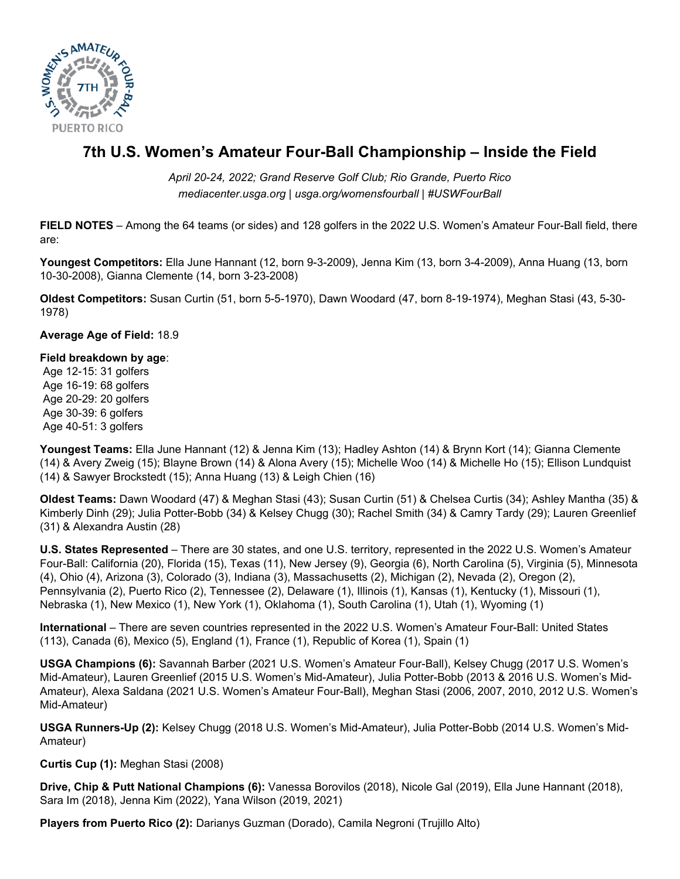# 7th U.S. Women's Amateur Four-Ball Championship – Inside the Field

*April 20-24, 2022; Grand Reserve Golf Club; Rio Grande, Puerto Rico*
*mediacenter.usga.org | usga.org/womensfourball | #USWFourBall*

**FIELD NOTES** – Among the 64 teams (or sides) and 128 golfers in the 2022 U.S. Women's Amateur Four-Ball field, there are:

**Youngest Competitors:** Ella June Hannant (12, born 9-3-2009), Jenna Kim (13, born 3-4-2009), Anna Huang (13, born 10-30-2008), Gianna Clemente (14, born 3-23-2008)

**Oldest Competitors:** Susan Curtin (51, born 5-5-1970), Dawn Woodard (47, born 8-19-1974), Meghan Stasi (43, 5-30-1978)

**Average Age of Field:** 18.9

**Field breakdown by age**:
Age 12-15: 31 golfers
Age 16-19: 68 golfers
Age 20-29: 20 golfers
Age 30-39: 6 golfers
Age 40-51: 3 golfers

**Youngest Teams:** Ella June Hannant (12) & Jenna Kim (13); Hadley Ashton (14) & Brynn Kort (14); Gianna Clemente (14) & Avery Zweig (15); Blayne Brown (14) & Alona Avery (15); Michelle Woo (14) & Michelle Ho (15); Ellison Lundquist (14) & Sawyer Brockstedt (15); Anna Huang (13) & Leigh Chien (16)

**Oldest Teams:** Dawn Woodard (47) & Meghan Stasi (43); Susan Curtin (51) & Chelsea Curtis (34); Ashley Mantha (35) & Kimberly Dinh (29); Julia Potter-Bobb (34) & Kelsey Chugg (30); Rachel Smith (34) & Camry Tardy (29); Lauren Greenlief (31) & Alexandra Austin (28)

**U.S. States Represented** – There are 30 states, and one U.S. territory, represented in the 2022 U.S. Women's Amateur Four-Ball: California (20), Florida (15), Texas (11), New Jersey (9), Georgia (6), North Carolina (5), Virginia (5), Minnesota (4), Ohio (4), Arizona (3), Colorado (3), Indiana (3), Massachusetts (2), Michigan (2), Nevada (2), Oregon (2), Pennsylvania (2), Puerto Rico (2), Tennessee (2), Delaware (1), Illinois (1), Kansas (1), Kentucky (1), Missouri (1), Nebraska (1), New Mexico (1), New York (1), Oklahoma (1), South Carolina (1), Utah (1), Wyoming (1)

**International** – There are seven countries represented in the 2022 U.S. Women's Amateur Four-Ball: United States (113), Canada (6), Mexico (5), England (1), France (1), Republic of Korea (1), Spain (1)

**USGA Champions (6):** Savannah Barber (2021 U.S. Women's Amateur Four-Ball), Kelsey Chugg (2017 U.S. Women's Mid-Amateur), Lauren Greenlief (2015 U.S. Women's Mid-Amateur), Julia Potter-Bobb (2013 & 2016 U.S. Women's Mid-Amateur), Alexa Saldana (2021 U.S. Women's Amateur Four-Ball), Meghan Stasi (2006, 2007, 2010, 2012 U.S. Women's Mid-Amateur)

**USGA Runners-Up (2):** Kelsey Chugg (2018 U.S. Women's Mid-Amateur), Julia Potter-Bobb (2014 U.S. Women's Mid-Amateur)

**Curtis Cup (1):** Meghan Stasi (2008)

**Drive, Chip & Putt National Champions (6):** Vanessa Borovilos (2018), Nicole Gal (2019), Ella June Hannant (2018), Sara Im (2018), Jenna Kim (2022), Yana Wilson (2019, 2021)

**Players from Puerto Rico (2):** Darianys Guzman (Dorado), Camila Negroni (Trujillo Alto)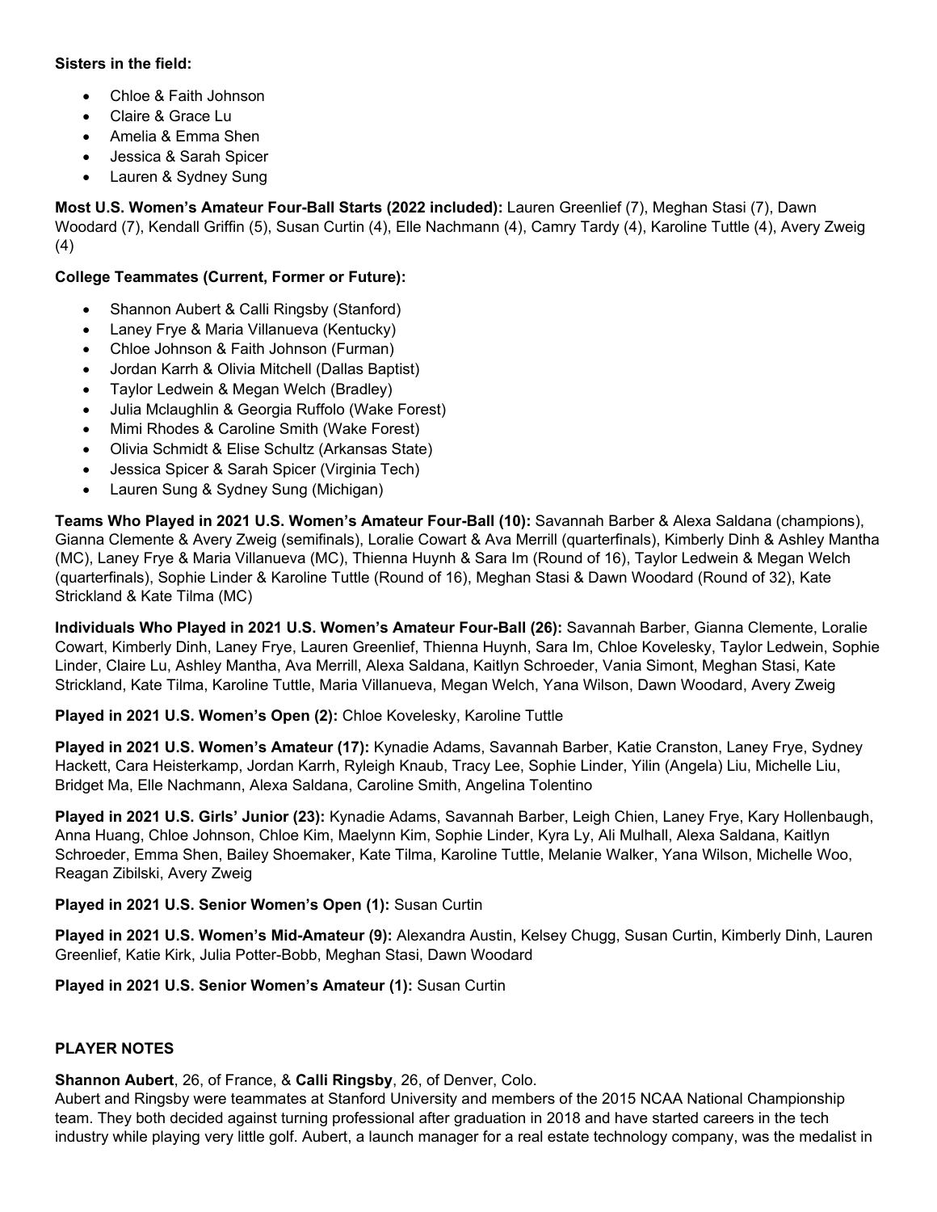**Sisters in the field:**

- Chloe & Faith Johnson
- Claire & Grace Lu
- Amelia & Emma Shen
- Jessica & Sarah Spicer
- Lauren & Sydney Sung

**Most U.S. Women's Amateur Four-Ball Starts (2022 included):** Lauren Greenlief (7), Meghan Stasi (7), Dawn Woodard (7), Kendall Griffin (5), Susan Curtin (4), Elle Nachmann (4), Camry Tardy (4), Karoline Tuttle (4), Avery Zweig (4)

**College Teammates (Current, Former or Future):**

- Shannon Aubert & Calli Ringsby (Stanford)
- Laney Frye & Maria Villanueva (Kentucky)
- Chloe Johnson & Faith Johnson (Furman)
- Jordan Karrh & Olivia Mitchell (Dallas Baptist)
- Taylor Ledwein & Megan Welch (Bradley)
- Julia Mclaughlin & Georgia Ruffolo (Wake Forest)
- Mimi Rhodes & Caroline Smith (Wake Forest)
- Olivia Schmidt & Elise Schultz (Arkansas State)
- Jessica Spicer & Sarah Spicer (Virginia Tech)
- Lauren Sung & Sydney Sung (Michigan)

**Teams Who Played in 2021 U.S. Women's Amateur Four-Ball (10):** Savannah Barber & Alexa Saldana (champions), Gianna Clemente & Avery Zweig (semifinals), Loralie Cowart & Ava Merrill (quarterfinals), Kimberly Dinh & Ashley Mantha (MC), Laney Frye & Maria Villanueva (MC), Thienna Huynh & Sara Im (Round of 16), Taylor Ledwein & Megan Welch (quarterfinals), Sophie Linder & Karoline Tuttle (Round of 16), Meghan Stasi & Dawn Woodard (Round of 32), Kate Strickland & Kate Tilma (MC)

**Individuals Who Played in 2021 U.S. Women's Amateur Four-Ball (26):** Savannah Barber, Gianna Clemente, Loralie Cowart, Kimberly Dinh, Laney Frye, Lauren Greenlief, Thienna Huynh, Sara Im, Chloe Kovelesky, Taylor Ledwein, Sophie Linder, Claire Lu, Ashley Mantha, Ava Merrill, Alexa Saldana, Kaitlyn Schroeder, Vania Simont, Meghan Stasi, Kate Strickland, Kate Tilma, Karoline Tuttle, Maria Villanueva, Megan Welch, Yana Wilson, Dawn Woodard, Avery Zweig

**Played in 2021 U.S. Women's Open (2):** Chloe Kovelesky, Karoline Tuttle

**Played in 2021 U.S. Women's Amateur (17):** Kynadie Adams, Savannah Barber, Katie Cranston, Laney Frye, Sydney Hackett, Cara Heisterkamp, Jordan Karrh, Ryleigh Knaub, Tracy Lee, Sophie Linder, Yilin (Angela) Liu, Michelle Liu, Bridget Ma, Elle Nachmann, Alexa Saldana, Caroline Smith, Angelina Tolentino

**Played in 2021 U.S. Girls' Junior (23):** Kynadie Adams, Savannah Barber, Leigh Chien, Laney Frye, Kary Hollenbaugh, Anna Huang, Chloe Johnson, Chloe Kim, Maelynn Kim, Sophie Linder, Kyra Ly, Ali Mulhall, Alexa Saldana, Kaitlyn Schroeder, Emma Shen, Bailey Shoemaker, Kate Tilma, Karoline Tuttle, Melanie Walker, Yana Wilson, Michelle Woo, Reagan Zibilski, Avery Zweig

**Played in 2021 U.S. Senior Women's Open (1):** Susan Curtin

**Played in 2021 U.S. Women's Mid-Amateur (9):** Alexandra Austin, Kelsey Chugg, Susan Curtin, Kimberly Dinh, Lauren Greenlief, Katie Kirk, Julia Potter-Bobb, Meghan Stasi, Dawn Woodard

**Played in 2021 U.S. Senior Women's Amateur (1):** Susan Curtin

## PLAYER NOTES

**Shannon Aubert**, 26, of France, & **Calli Ringsby**, 26, of Denver, Colo.
Aubert and Ringsby were teammates at Stanford University and members of the 2015 NCAA National Championship team. They both decided against turning professional after graduation in 2018 and have started careers in the tech industry while playing very little golf. Aubert, a launch manager for a real estate technology company, was the medalist in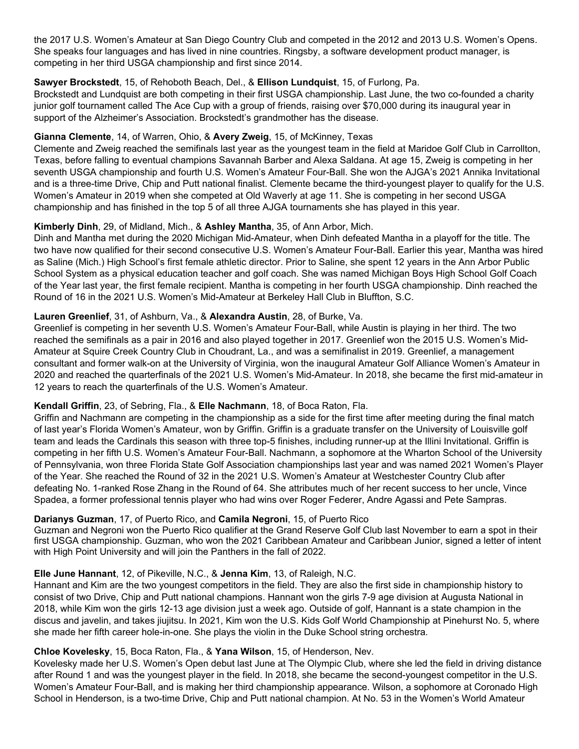the 2017 U.S. Women's Amateur at San Diego Country Club and competed in the 2012 and 2013 U.S. Women's Opens. She speaks four languages and has lived in nine countries. Ringsby, a software development product manager, is competing in her third USGA championship and first since 2014.

**Sawyer Brockstedt**, 15, of Rehoboth Beach, Del., & **Ellison Lundquist**, 15, of Furlong, Pa.
Brockstedt and Lundquist are both competing in their first USGA championship. Last June, the two co-founded a charity junior golf tournament called The Ace Cup with a group of friends, raising over $70,000 during its inaugural year in support of the Alzheimer's Association. Brockstedt's grandmother has the disease.

**Gianna Clemente**, 14, of Warren, Ohio, & **Avery Zweig**, 15, of McKinney, Texas
Clemente and Zweig reached the semifinals last year as the youngest team in the field at Maridoe Golf Club in Carrollton, Texas, before falling to eventual champions Savannah Barber and Alexa Saldana. At age 15, Zweig is competing in her seventh USGA championship and fourth U.S. Women's Amateur Four-Ball. She won the AJGA's 2021 Annika Invitational and is a three-time Drive, Chip and Putt national finalist. Clemente became the third-youngest player to qualify for the U.S. Women's Amateur in 2019 when she competed at Old Waverly at age 11. She is competing in her second USGA championship and has finished in the top 5 of all three AJGA tournaments she has played in this year.

**Kimberly Dinh**, 29, of Midland, Mich., & **Ashley Mantha**, 35, of Ann Arbor, Mich.
Dinh and Mantha met during the 2020 Michigan Mid-Amateur, when Dinh defeated Mantha in a playoff for the title. The two have now qualified for their second consecutive U.S. Women's Amateur Four-Ball. Earlier this year, Mantha was hired as Saline (Mich.) High School's first female athletic director. Prior to Saline, she spent 12 years in the Ann Arbor Public School System as a physical education teacher and golf coach. She was named Michigan Boys High School Golf Coach of the Year last year, the first female recipient. Mantha is competing in her fourth USGA championship. Dinh reached the Round of 16 in the 2021 U.S. Women's Mid-Amateur at Berkeley Hall Club in Bluffton, S.C.

**Lauren Greenlief**, 31, of Ashburn, Va., & **Alexandra Austin**, 28, of Burke, Va.
Greenlief is competing in her seventh U.S. Women's Amateur Four-Ball, while Austin is playing in her third. The two reached the semifinals as a pair in 2016 and also played together in 2017. Greenlief won the 2015 U.S. Women's Mid-Amateur at Squire Creek Country Club in Choudrant, La., and was a semifinalist in 2019. Greenlief, a management consultant and former walk-on at the University of Virginia, won the inaugural Amateur Golf Alliance Women's Amateur in 2020 and reached the quarterfinals of the 2021 U.S. Women's Mid-Amateur. In 2018, she became the first mid-amateur in 12 years to reach the quarterfinals of the U.S. Women's Amateur.

**Kendall Griffin**, 23, of Sebring, Fla., & **Elle Nachmann**, 18, of Boca Raton, Fla.
Griffin and Nachmann are competing in the championship as a side for the first time after meeting during the final match of last year's Florida Women's Amateur, won by Griffin. Griffin is a graduate transfer on the University of Louisville golf team and leads the Cardinals this season with three top-5 finishes, including runner-up at the Illini Invitational. Griffin is competing in her fifth U.S. Women's Amateur Four-Ball. Nachmann, a sophomore at the Wharton School of the University of Pennsylvania, won three Florida State Golf Association championships last year and was named 2021 Women's Player of the Year. She reached the Round of 32 in the 2021 U.S. Women's Amateur at Westchester Country Club after defeating No. 1-ranked Rose Zhang in the Round of 64. She attributes much of her recent success to her uncle, Vince Spadea, a former professional tennis player who had wins over Roger Federer, Andre Agassi and Pete Sampras.

**Darianys Guzman**, 17, of Puerto Rico, and **Camila Negroni**, 15, of Puerto Rico
Guzman and Negroni won the Puerto Rico qualifier at the Grand Reserve Golf Club last November to earn a spot in their first USGA championship. Guzman, who won the 2021 Caribbean Amateur and Caribbean Junior, signed a letter of intent with High Point University and will join the Panthers in the fall of 2022.

**Elle June Hannant**, 12, of Pikeville, N.C., & **Jenna Kim**, 13, of Raleigh, N.C.
Hannant and Kim are the two youngest competitors in the field. They are also the first side in championship history to consist of two Drive, Chip and Putt national champions. Hannant won the girls 7-9 age division at Augusta National in 2018, while Kim won the girls 12-13 age division just a week ago. Outside of golf, Hannant is a state champion in the discus and javelin, and takes jiujitsu. In 2021, Kim won the U.S. Kids Golf World Championship at Pinehurst No. 5, where she made her fifth career hole-in-one. She plays the violin in the Duke School string orchestra.

**Chloe Kovelesky**, 15, Boca Raton, Fla., & **Yana Wilson**, 15, of Henderson, Nev.
Kovelesky made her U.S. Women's Open debut last June at The Olympic Club, where she led the field in driving distance after Round 1 and was the youngest player in the field. In 2018, she became the second-youngest competitor in the U.S. Women's Amateur Four-Ball, and is making her third championship appearance. Wilson, a sophomore at Coronado High School in Henderson, is a two-time Drive, Chip and Putt national champion. At No. 53 in the Women's World Amateur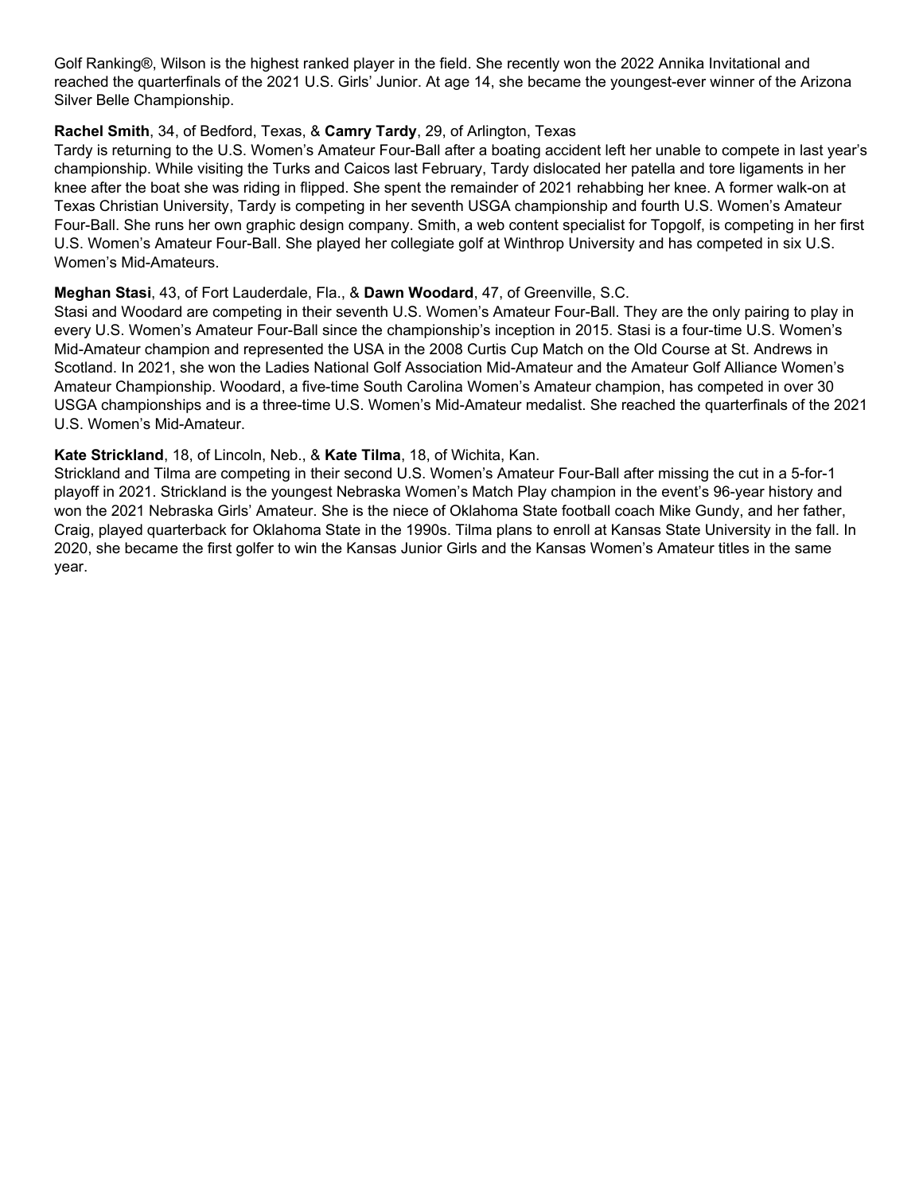Golf Ranking®, Wilson is the highest ranked player in the field. She recently won the 2022 Annika Invitational and reached the quarterfinals of the 2021 U.S. Girls' Junior. At age 14, she became the youngest-ever winner of the Arizona Silver Belle Championship.

**Rachel Smith**, 34, of Bedford, Texas, & **Camry Tardy**, 29, of Arlington, Texas
Tardy is returning to the U.S. Women's Amateur Four-Ball after a boating accident left her unable to compete in last year's championship. While visiting the Turks and Caicos last February, Tardy dislocated her patella and tore ligaments in her knee after the boat she was riding in flipped. She spent the remainder of 2021 rehabbing her knee. A former walk-on at Texas Christian University, Tardy is competing in her seventh USGA championship and fourth U.S. Women's Amateur Four-Ball. She runs her own graphic design company. Smith, a web content specialist for Topgolf, is competing in her first U.S. Women's Amateur Four-Ball. She played her collegiate golf at Winthrop University and has competed in six U.S. Women's Mid-Amateurs.

**Meghan Stasi**, 43, of Fort Lauderdale, Fla., & **Dawn Woodard**, 47, of Greenville, S.C.
Stasi and Woodard are competing in their seventh U.S. Women's Amateur Four-Ball. They are the only pairing to play in every U.S. Women's Amateur Four-Ball since the championship's inception in 2015. Stasi is a four-time U.S. Women's Mid-Amateur champion and represented the USA in the 2008 Curtis Cup Match on the Old Course at St. Andrews in Scotland. In 2021, she won the Ladies National Golf Association Mid-Amateur and the Amateur Golf Alliance Women's Amateur Championship. Woodard, a five-time South Carolina Women's Amateur champion, has competed in over 30 USGA championships and is a three-time U.S. Women's Mid-Amateur medalist. She reached the quarterfinals of the 2021 U.S. Women's Mid-Amateur.

**Kate Strickland**, 18, of Lincoln, Neb., & **Kate Tilma**, 18, of Wichita, Kan.
Strickland and Tilma are competing in their second U.S. Women's Amateur Four-Ball after missing the cut in a 5-for-1 playoff in 2021. Strickland is the youngest Nebraska Women's Match Play champion in the event's 96-year history and won the 2021 Nebraska Girls' Amateur. She is the niece of Oklahoma State football coach Mike Gundy, and her father, Craig, played quarterback for Oklahoma State in the 1990s. Tilma plans to enroll at Kansas State University in the fall. In 2020, she became the first golfer to win the Kansas Junior Girls and the Kansas Women's Amateur titles in the same year.